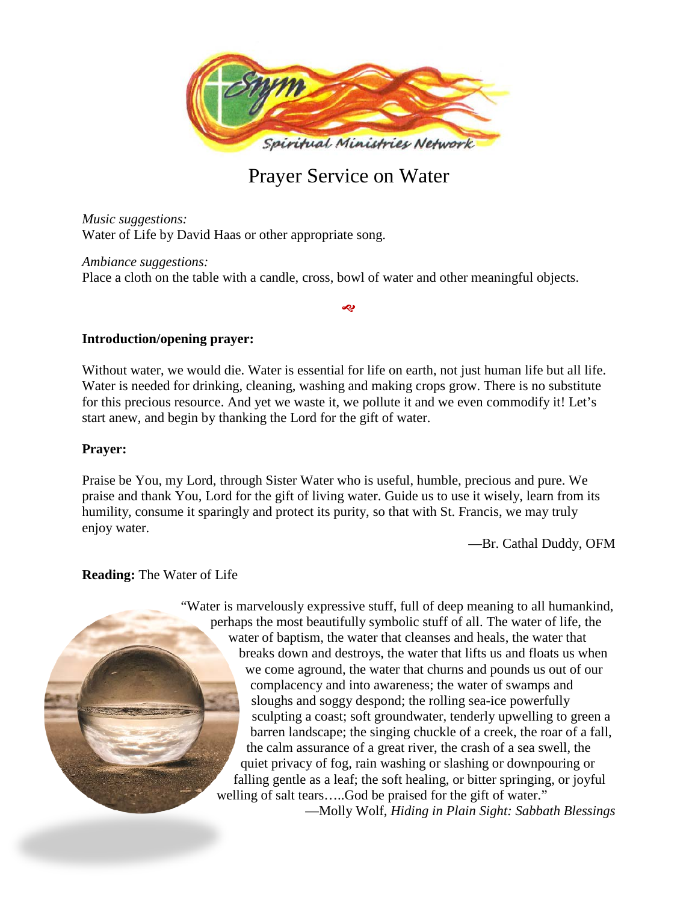Spiritual Ministries Network

# Prayer Service on Water

*Music suggestions:*
Water of Life by David Haas or other appropriate song.

*Ambiance suggestions:*
Place a cloth on the table with a candle, cross, bowl of water and other meaningful objects.

**Introduction/opening prayer:**

Without water, we would die. Water is essential for life on earth, not just human life but all life. Water is needed for drinking, cleaning, washing and making crops grow. There is no substitute for this precious resource. And yet we waste it, we pollute it and we even commodify it! Let's start anew, and begin by thanking the Lord for the gift of water.

**Prayer:**

Praise be You, my Lord, through Sister Water who is useful, humble, precious and pure. We praise and thank You, Lord for the gift of living water. Guide us to use it wisely, learn from its humility, consume it sparingly and protect its purity, so that with St. Francis, we may truly enjoy water.

—Br. Cathal Duddy, OFM

**Reading:** The Water of Life

"Water is marvelously expressive stuff, full of deep meaning to all humankind, perhaps the most beautifully symbolic stuff of all. The water of life, the water of baptism, the water that cleanses and heals, the water that breaks down and destroys, the water that lifts us and floats us when we come aground, the water that churns and pounds us out of our complacency and into awareness; the water of swamps and sloughs and soggy despond; the rolling sea-ice powerfully sculpting a coast; soft groundwater, tenderly upwelling to green a barren landscape; the singing chuckle of a creek, the roar of a fall, the calm assurance of a great river, the crash of a sea swell, the quiet privacy of fog, rain washing or slashing or downpouring or falling gentle as a leaf; the soft healing, or bitter springing, or joyful welling of salt tears…..God be praised for the gift of water."

—Molly Wolf, *Hiding in Plain Sight: Sabbath Blessings*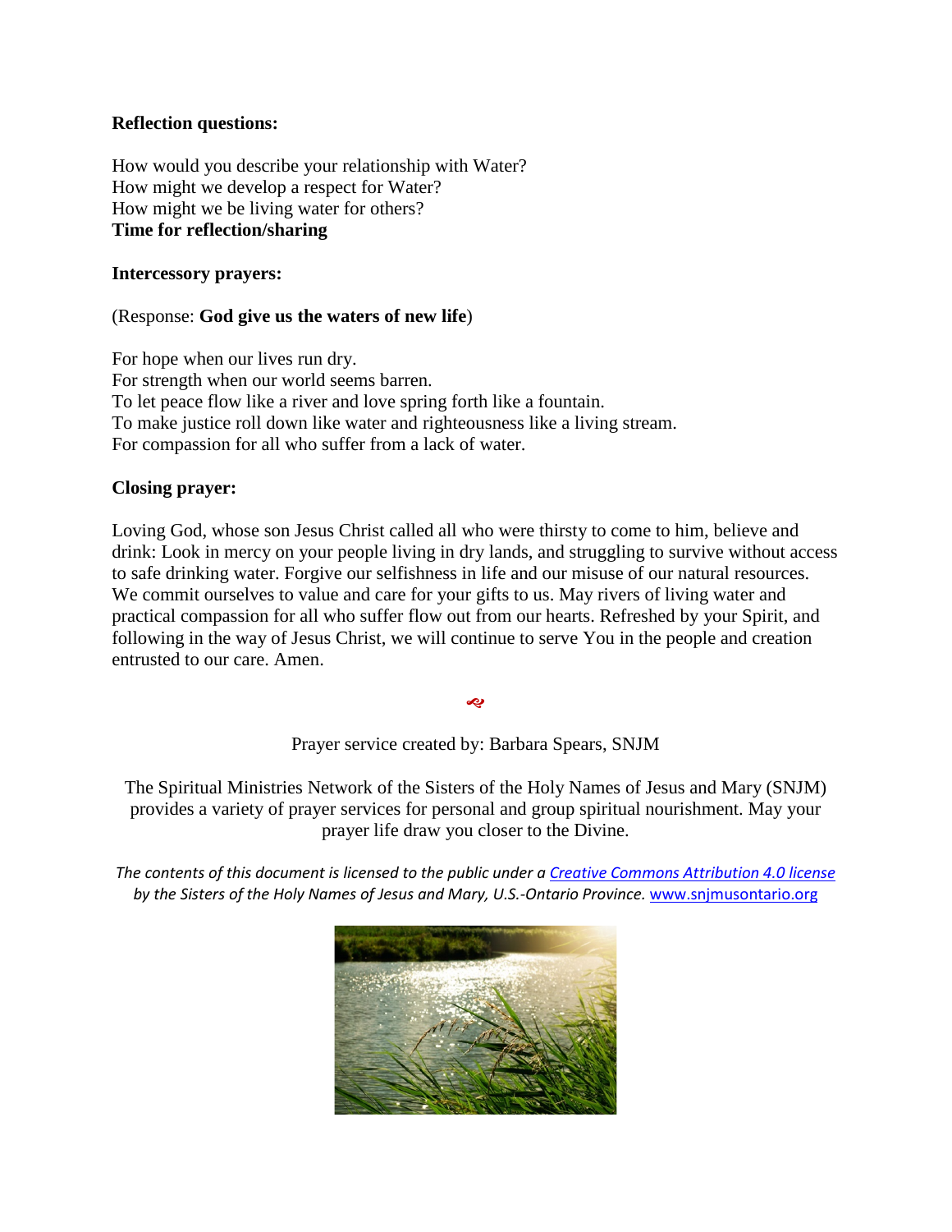**Reflection questions:**

How would you describe your relationship with Water?
How might we develop a respect for Water?
How might we be living water for others?
**Time for reflection/sharing**

**Intercessory prayers:**

(Response: **God give us the waters of new life**)

For hope when our lives run dry.
For strength when our world seems barren.
To let peace flow like a river and love spring forth like a fountain.
To make justice roll down like water and righteousness like a living stream.
For compassion for all who suffer from a lack of water.

**Closing prayer:**

Loving God, whose son Jesus Christ called all who were thirsty to come to him, believe and drink: Look in mercy on your people living in dry lands, and struggling to survive without access to safe drinking water. Forgive our selfishness in life and our misuse of our natural resources. We commit ourselves to value and care for your gifts to us. May rivers of living water and practical compassion for all who suffer flow out from our hearts. Refreshed by your Spirit, and following in the way of Jesus Christ, we will continue to serve You in the people and creation entrusted to our care. Amen.

Prayer service created by: Barbara Spears, SNJM

The Spiritual Ministries Network of the Sisters of the Holy Names of Jesus and Mary (SNJM) provides a variety of prayer services for personal and group spiritual nourishment. May your prayer life draw you closer to the Divine.

*The contents of this document is licensed to the public under a Creative Commons Attribution 4.0 license by the Sisters of the Holy Names of Jesus and Mary, U.S.-Ontario Province.* www.snjmusontario.org